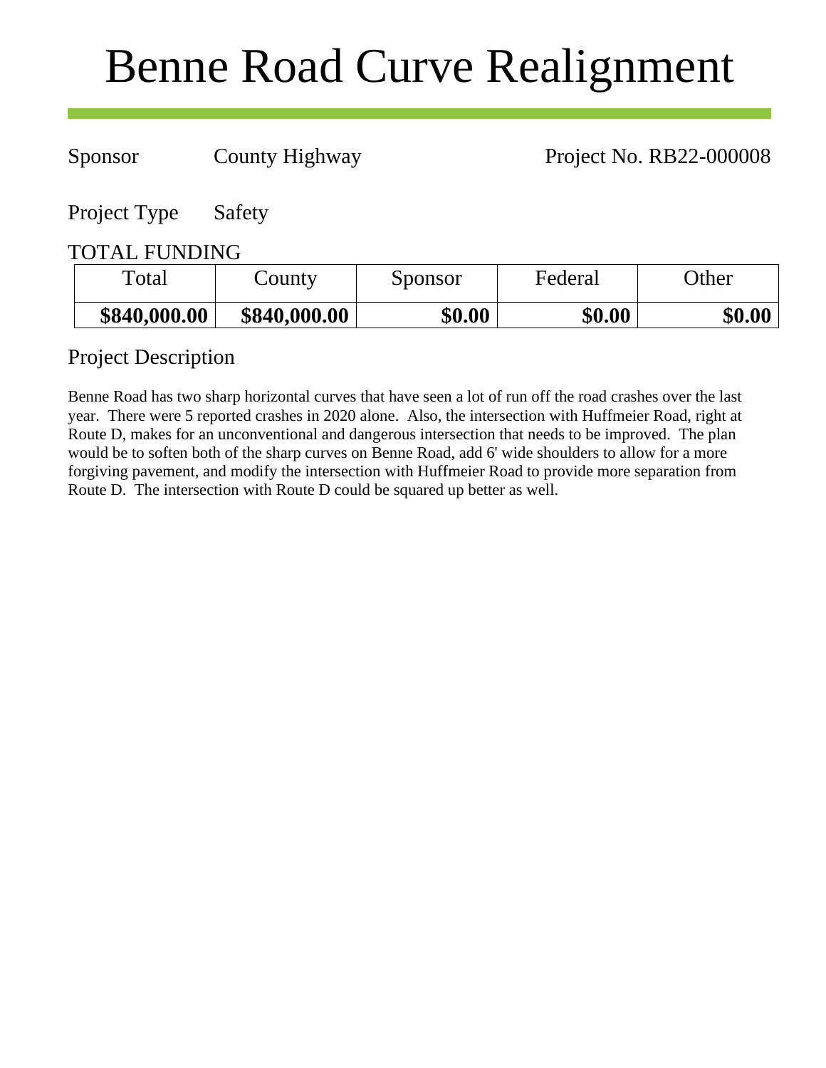# Benne Road Curve Realignment

Sponsor County Highway Project No. RB22-000008

Project Type Safety

## TOTAL FUNDING

| Total | County | Sponsor | Federal | Other |
|---|---|---|---|---|
| **$840,000.00** | **$840,000.00** | **$0.00** | **$0.00** | **$0.00** |

## Project Description

Benne Road has two sharp horizontal curves that have seen a lot of run off the road crashes over the last year. There were 5 reported crashes in 2020 alone. Also, the intersection with Huffmeier Road, right at Route D, makes for an unconventional and dangerous intersection that needs to be improved. The plan would be to soften both of the sharp curves on Benne Road, add 6' wide shoulders to allow for a more forgiving pavement, and modify the intersection with Huffmeier Road to provide more separation from Route D. The intersection with Route D could be squared up better as well.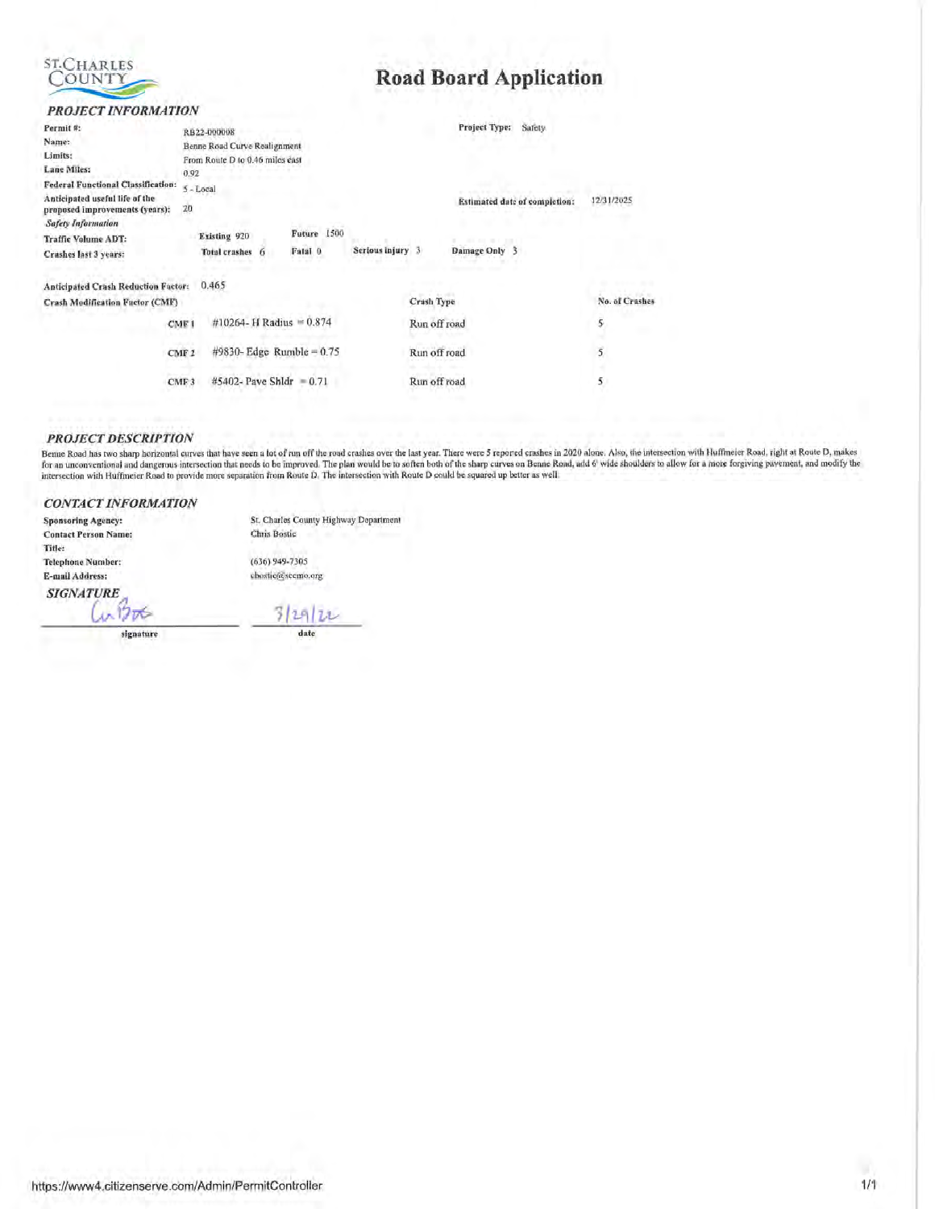ST.CHARLES COUNTY

# Road Board Application

## *PROJECT INFORMATION*

| | | | |
|---|---|---|---|
| **Permit #:** | RB22-000008 | **Project Type:** | Safety |
| **Name:** | Benne Road Curve Realignment | | |
| **Limits:** | From Route D to 0.46 miles east | | |
| **Lane Miles:** | 0.92 | | |
| **Federal Functional Classification:** | 5 - Local | | |
| **Anticipated useful life of the proposed improvements (years):** | 20 | **Estimated date of completion:** | 12/31/2025 |

*Safety Information*

**Traffic Volume ADT:** **Existing** 920 **Future** 1500

**Crashes last 3 years:** **Total crashes** 6 **Fatal** 0 **Serious injury** 3 **Damage Only** 3

**Anticipated Crash Reduction Factor:** 0.465

| Crash Modification Factor (CMF) | | Crash Type | No. of Crashes |
|---|---|---|---|
| CMF 1 | #10264- H Radius = 0.874 | Run off road | 5 |
| CMF 2 | #9830- Edge Rumble = 0.75 | Run off road | 5 |
| CMF 3 | #5402- Pave Shldr = 0.71 | Run off road | 5 |

## *PROJECT DESCRIPTION*

Benne Road has two sharp horizontal curves that have seen a lot of run off the road crashes over the last year. There were 5 reported crashes in 2020 alone. Also, the intersection with Huffmeier Road, right at Route D, makes for an unconventional and dangerous intersection that needs to be improved. The plan would be to soften both of the sharp curves on Benne Road, add 6' wide shoulders to allow for a more forgiving pavement, and modify the intersection with Huffmeier Road to provide more separation from Route D. The intersection with Route D could be squared up better as well.

## *CONTACT INFORMATION*

| | |
|---|---|
| **Sponsoring Agency:** | St. Charles County Highway Department |
| **Contact Person Name:** | Chris Bostic |
| **Title:** | |
| **Telephone Number:** | (636) 949-7305 |
| **E-mail Address:** | cbostic@sccmo.org |

## *SIGNATURE*

CnBos — signature

3/29/22 — date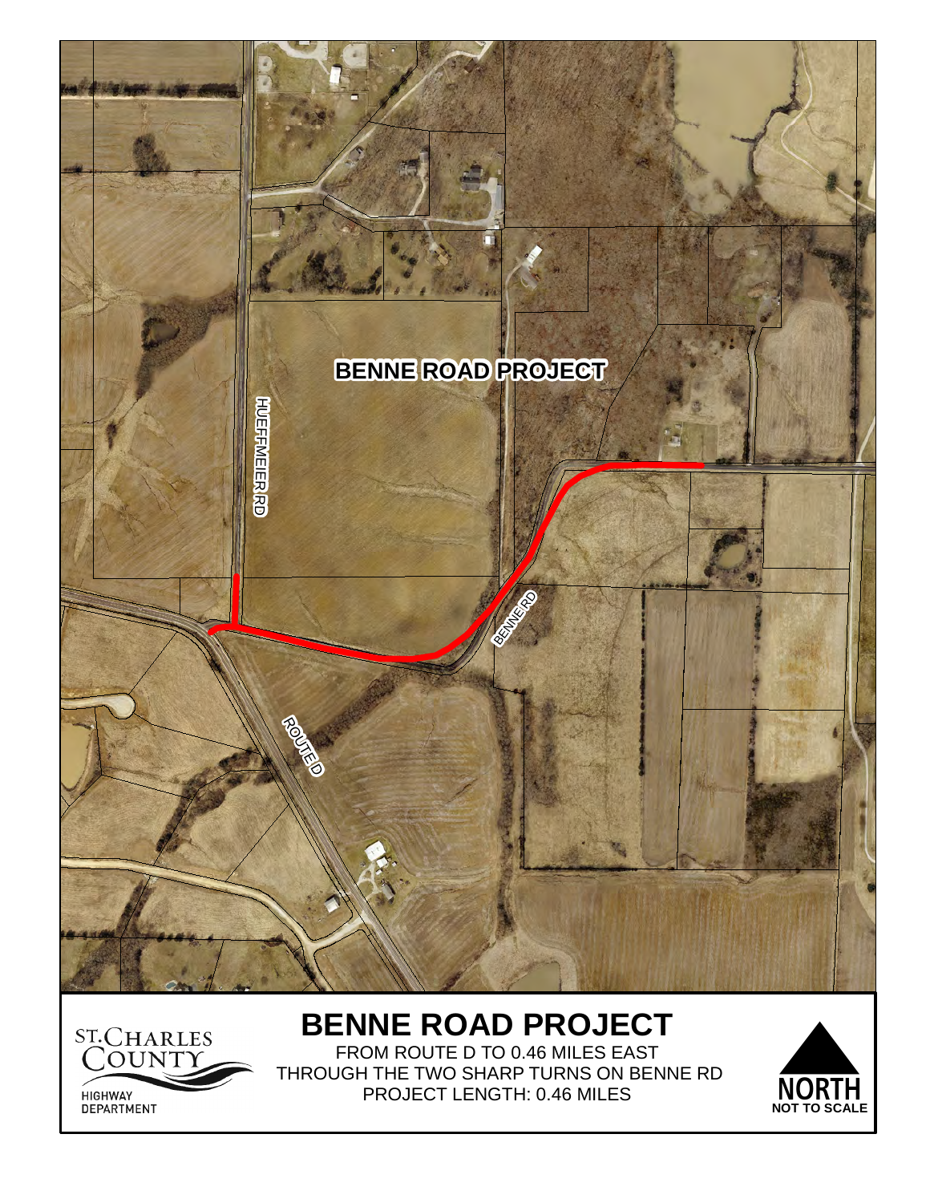BENNE ROAD PROJECT

HUEFFMEIER RD

BENNE RD

ROUTE D

ST. CHARLES COUNTY
HIGHWAY DEPARTMENT

# BENNE ROAD PROJECT

FROM ROUTE D TO 0.46 MILES EAST
THROUGH THE TWO SHARP TURNS ON BENNE RD
PROJECT LENGTH: 0.46 MILES

NORTH
NOT TO SCALE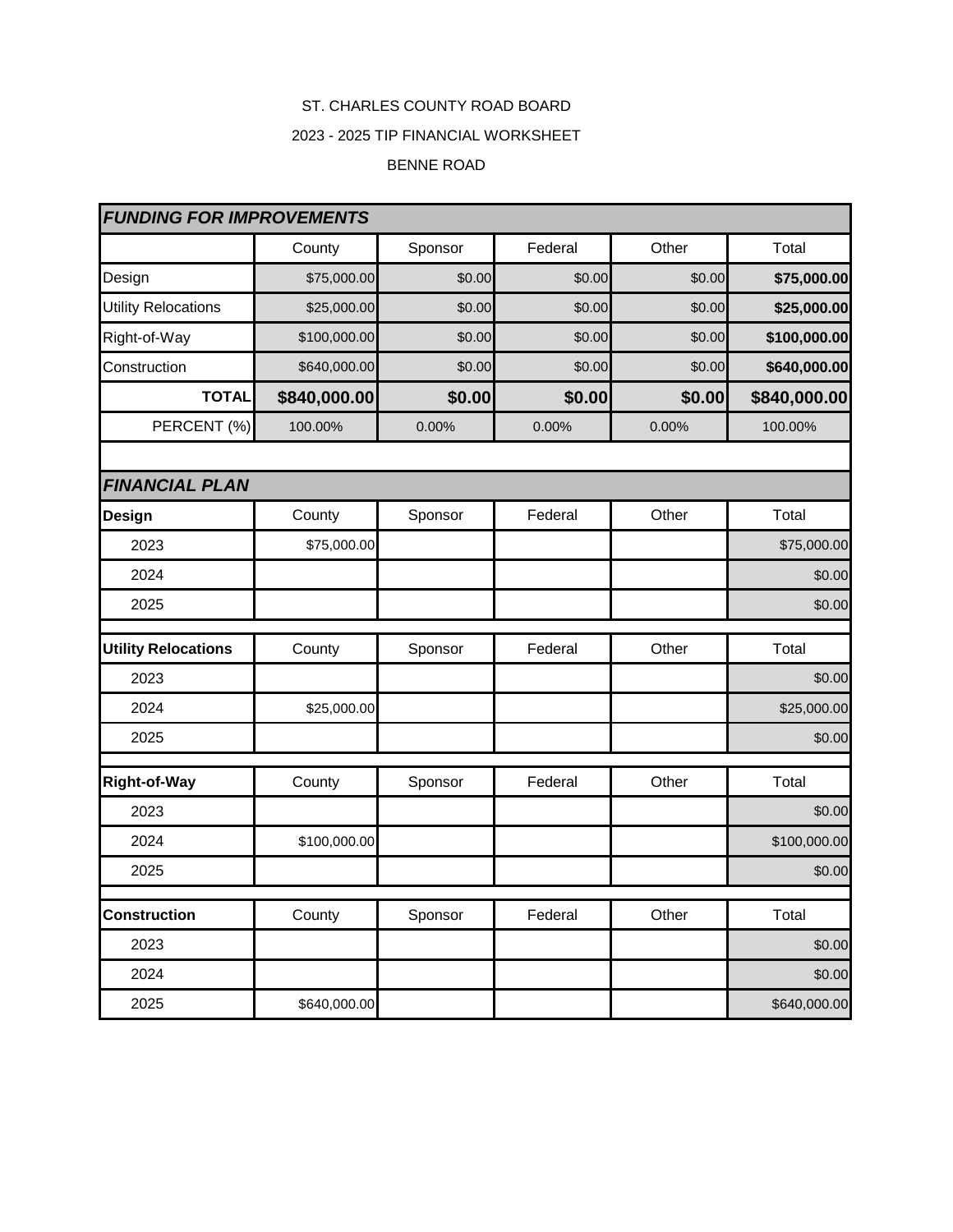ST. CHARLES COUNTY ROAD BOARD

2023 - 2025 TIP FINANCIAL WORKSHEET

BENNE ROAD

| ***FUNDING FOR IMPROVEMENTS*** | | | | | |
|---|---|---|---|---|---|
| | County | Sponsor | Federal | Other | Total |
| Design | $75,000.00 | $0.00 | $0.00 | $0.00 | **$75,000.00** |
| Utility Relocations | $25,000.00 | $0.00 | $0.00 | $0.00 | **$25,000.00** |
| Right-of-Way | $100,000.00 | $0.00 | $0.00 | $0.00 | **$100,000.00** |
| Construction | $640,000.00 | $0.00 | $0.00 | $0.00 | **$640,000.00** |
| **TOTAL** | **$840,000.00** | **$0.00** | **$0.00** | **$0.00** | **$840,000.00** |
| PERCENT (%) | 100.00% | 0.00% | 0.00% | 0.00% | 100.00% |

| ***FINANCIAL PLAN*** | | | | | |
|---|---|---|---|---|---|
| **Design** | County | Sponsor | Federal | Other | Total |
| 2023 | $75,000.00 | | | | $75,000.00 |
| 2024 | | | | | $0.00 |
| 2025 | | | | | $0.00 |
| **Utility Relocations** | County | Sponsor | Federal | Other | Total |
| 2023 | | | | | $0.00 |
| 2024 | $25,000.00 | | | | $25,000.00 |
| 2025 | | | | | $0.00 |
| **Right-of-Way** | County | Sponsor | Federal | Other | Total |
| 2023 | | | | | $0.00 |
| 2024 | $100,000.00 | | | | $100,000.00 |
| 2025 | | | | | $0.00 |
| **Construction** | County | Sponsor | Federal | Other | Total |
| 2023 | | | | | $0.00 |
| 2024 | | | | | $0.00 |
| 2025 | $640,000.00 | | | | $640,000.00 |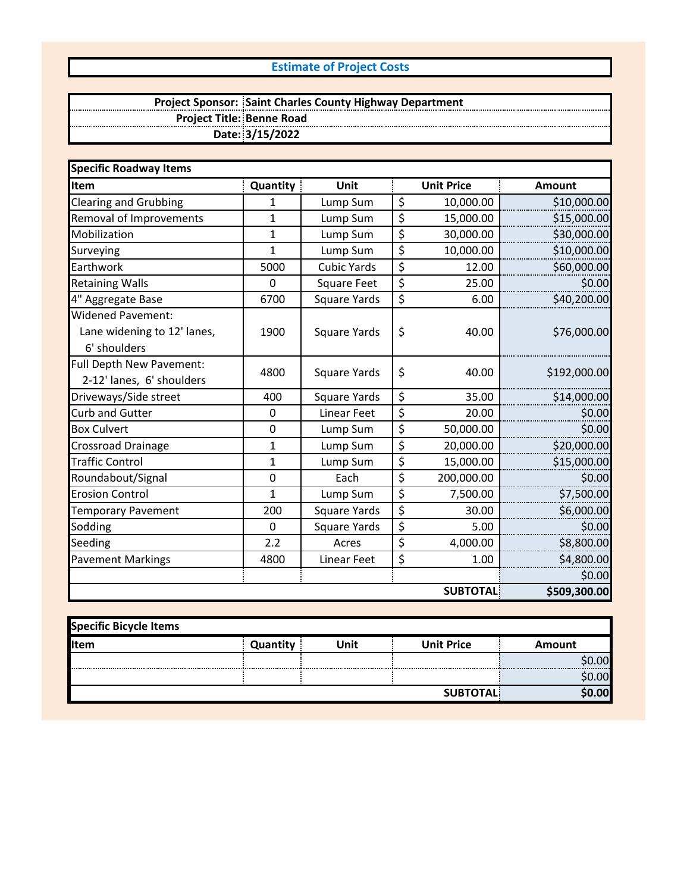## Estimate of Project Costs

| | |
|---|---|
| **Project Sponsor:** | **Saint Charles County Highway Department** |
| **Project Title:** | **Benne Road** |
| **Date:** | **3/15/2022** |

**Specific Roadway Items**

| Item | Quantity | Unit | Unit Price | Amount |
|---|---|---|---|---|
| Clearing and Grubbing | 1 | Lump Sum | $ 10,000.00 | $10,000.00 |
| Removal of Improvements | 1 | Lump Sum | $ 15,000.00 | $15,000.00 |
| Mobilization | 1 | Lump Sum | $ 30,000.00 | $30,000.00 |
| Surveying | 1 | Lump Sum | $ 10,000.00 | $10,000.00 |
| Earthwork | 5000 | Cubic Yards | $ 12.00 | $60,000.00 |
| Retaining Walls | 0 | Square Feet | $ 25.00 | $0.00 |
| 4" Aggregate Base | 6700 | Square Yards | $ 6.00 | $40,200.00 |
| Widened Pavement: Lane widening to 12' lanes, 6' shoulders | 1900 | Square Yards | $ 40.00 | $76,000.00 |
| Full Depth New Pavement: 2-12' lanes, 6' shoulders | 4800 | Square Yards | $ 40.00 | $192,000.00 |
| Driveways/Side street | 400 | Square Yards | $ 35.00 | $14,000.00 |
| Curb and Gutter | 0 | Linear Feet | $ 20.00 | $0.00 |
| Box Culvert | 0 | Lump Sum | $ 50,000.00 | $0.00 |
| Crossroad Drainage | 1 | Lump Sum | $ 20,000.00 | $20,000.00 |
| Traffic Control | 1 | Lump Sum | $ 15,000.00 | $15,000.00 |
| Roundabout/Signal | 0 | Each | $ 200,000.00 | $0.00 |
| Erosion Control | 1 | Lump Sum | $ 7,500.00 | $7,500.00 |
| Temporary Pavement | 200 | Square Yards | $ 30.00 | $6,000.00 |
| Sodding | 0 | Square Yards | $ 5.00 | $0.00 |
| Seeding | 2.2 | Acres | $ 4,000.00 | $8,800.00 |
| Pavement Markings | 4800 | Linear Feet | $ 1.00 | $4,800.00 |
| | | | | $0.00 |
| | | | **SUBTOTAL** | **$509,300.00** |

**Specific Bicycle Items**

| Item | Quantity | Unit | Unit Price | Amount |
|---|---|---|---|---|
| | | | | $0.00 |
| | | | | $0.00 |
| | | | **SUBTOTAL** | **$0.00** |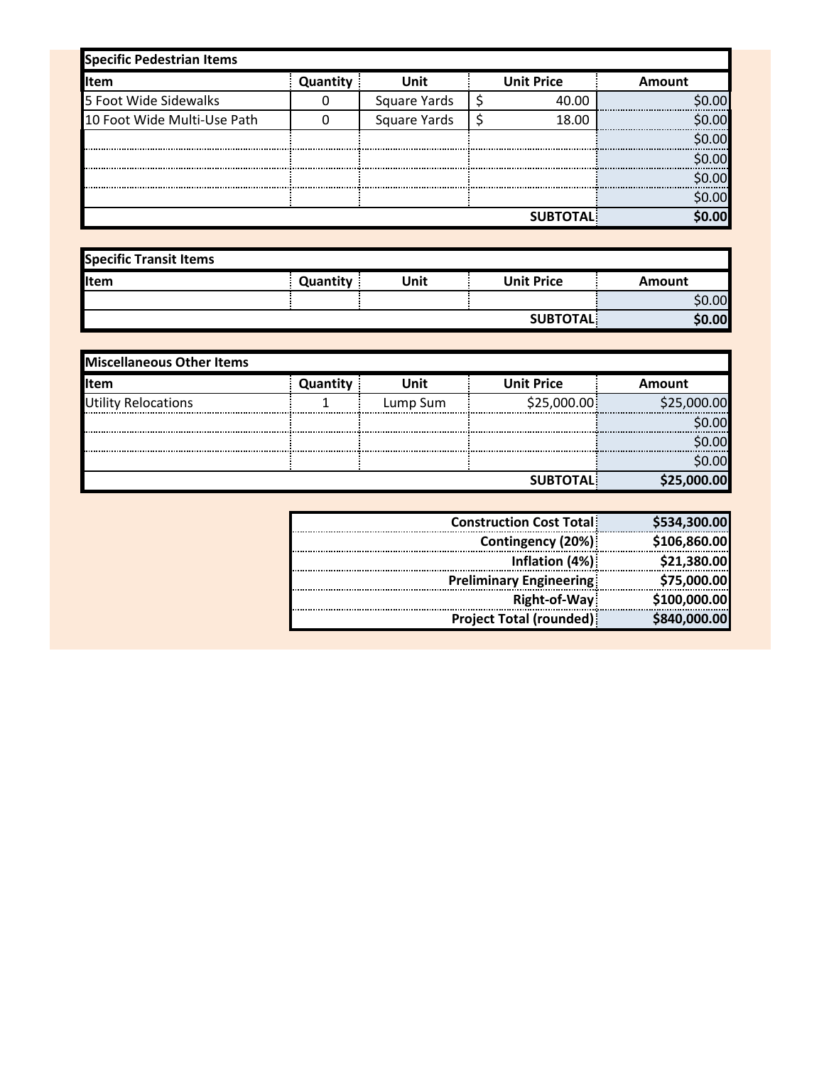| Specific Pedestrian Items | | | | |
|---|---|---|---|---|
| Item | Quantity | Unit | Unit Price | Amount |
| 5 Foot Wide Sidewalks | 0 | Square Yards | $ 40.00 | $0.00 |
| 10 Foot Wide Multi-Use Path | 0 | Square Yards | $ 18.00 | $0.00 |
| | | | | $0.00 |
| | | | | $0.00 |
| | | | | $0.00 |
| | | | | $0.00 |
| | | | **SUBTOTAL** | **$0.00** |

| Specific Transit Items | | | | |
|---|---|---|---|---|
| Item | Quantity | Unit | Unit Price | Amount |
| | | | | $0.00 |
| | | | **SUBTOTAL** | **$0.00** |

| Miscellaneous Other Items | | | | |
|---|---|---|---|---|
| Item | Quantity | Unit | Unit Price | Amount |
| Utility Relocations | 1 | Lump Sum | $25,000.00 | $25,000.00 |
| | | | | $0.00 |
| | | | | $0.00 |
| | | | | $0.00 |
| | | | **SUBTOTAL** | **$25,000.00** |

| | |
|---|---|
| **Construction Cost Total** | **$534,300.00** |
| **Contingency (20%)** | **$106,860.00** |
| **Inflation (4%)** | **$21,380.00** |
| **Preliminary Engineering** | **$75,000.00** |
| **Right-of-Way** | **$100,000.00** |
| **Project Total (rounded)** | **$840,000.00** |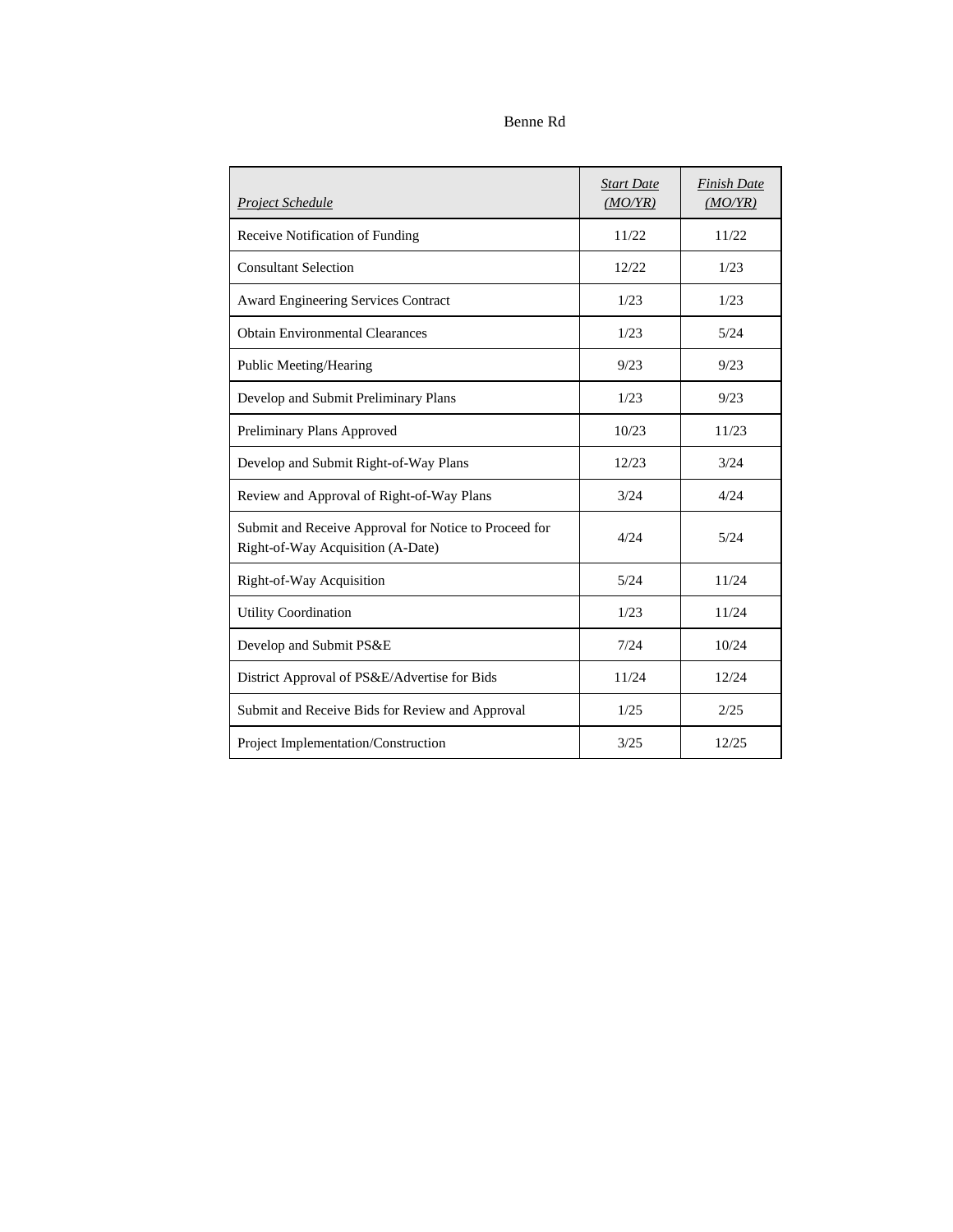Benne Rd

| *Project Schedule* | *Start Date (MO/YR)* | *Finish Date (MO/YR)* |
|---|---|---|
| Receive Notification of Funding | 11/22 | 11/22 |
| Consultant Selection | 12/22 | 1/23 |
| Award Engineering Services Contract | 1/23 | 1/23 |
| Obtain Environmental Clearances | 1/23 | 5/24 |
| Public Meeting/Hearing | 9/23 | 9/23 |
| Develop and Submit Preliminary Plans | 1/23 | 9/23 |
| Preliminary Plans Approved | 10/23 | 11/23 |
| Develop and Submit Right-of-Way Plans | 12/23 | 3/24 |
| Review and Approval of Right-of-Way Plans | 3/24 | 4/24 |
| Submit and Receive Approval for Notice to Proceed for Right-of-Way Acquisition (A-Date) | 4/24 | 5/24 |
| Right-of-Way Acquisition | 5/24 | 11/24 |
| Utility Coordination | 1/23 | 11/24 |
| Develop and Submit PS&E | 7/24 | 10/24 |
| District Approval of PS&E/Advertise for Bids | 11/24 | 12/24 |
| Submit and Receive Bids for Review and Approval | 1/25 | 2/25 |
| Project Implementation/Construction | 3/25 | 12/25 |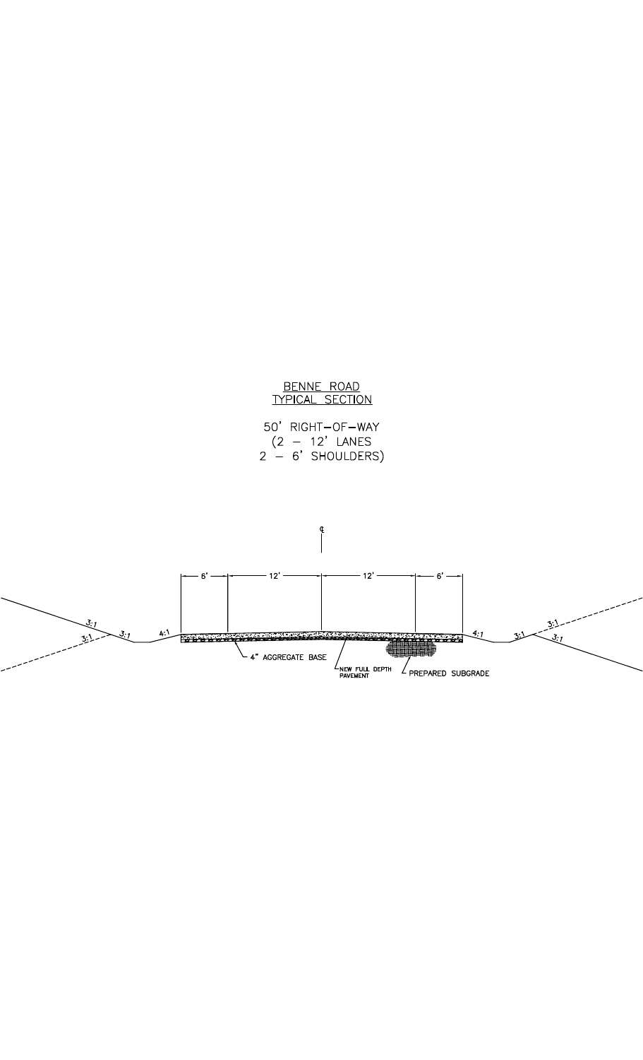BENNE ROAD
TYPICAL SECTION

50' RIGHT-OF-WAY
(2 – 12' LANES
2 – 6' SHOULDERS)

℄

6' 12' 12' 6'

3:1 3:1 3:1 4:1 4:1 3:1 3:1 3:1

4" AGGREGATE BASE

NEW FULL DEPTH PAVEMENT

PREPARED SUBGRADE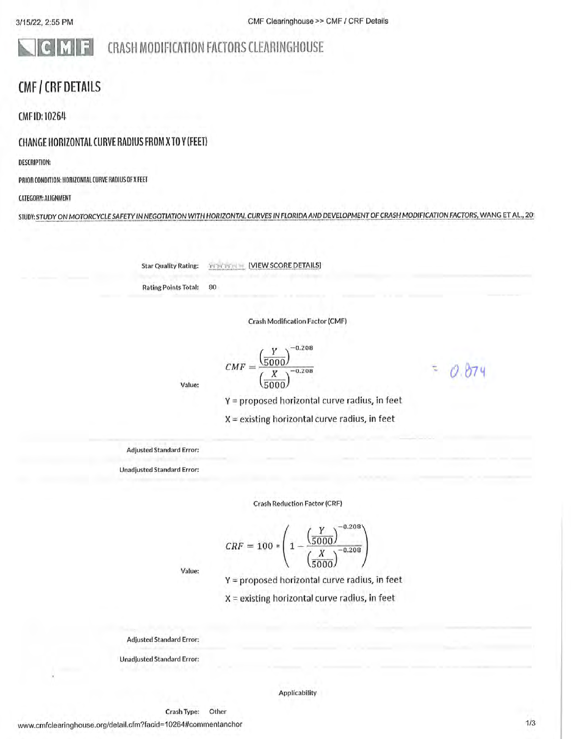# CRASH MODIFICATION FACTORS CLEARINGHOUSE

## CMF / CRF DETAILS

### CMF ID: 10264

### CHANGE HORIZONTAL CURVE RADIUS FROM X TO Y (FEET)

**DESCRIPTION:**

**PRIOR CONDITION:** HORIZONTAL CURVE RADIUS OF X FEET

**CATEGORY:** ALIGNMENT

**STUDY:** *STUDY ON MOTORCYCLE SAFETY IN NEGOTIATION WITH HORIZONTAL CURVES IN FLORIDA AND DEVELOPMENT OF CRASH MODIFICATION FACTORS, WANG ET AL., 20*

Star Quality Rating: [VIEW SCORE DETAILS]

Rating Points Total: 80

Crash Modification Factor (CMF)

Value:

$$CMF = \frac{\left(\frac{Y}{5000}\right)^{-0.208}}{\left(\frac{X}{5000}\right)^{-0.208}}$$

= 0.874

Y = proposed horizontal curve radius, in feet

X = existing horizontal curve radius, in feet

Adjusted Standard Error:

Unadjusted Standard Error:

Crash Reduction Factor (CRF)

Value:

$$CRF = 100 * \left(1 - \frac{\left(\frac{Y}{5000}\right)^{-0.208}}{\left(\frac{X}{5000}\right)^{-0.208}}\right)$$

Y = proposed horizontal curve radius, in feet

X = existing horizontal curve radius, in feet

Adjusted Standard Error:

Unadjusted Standard Error:

Applicability

Crash Type: Other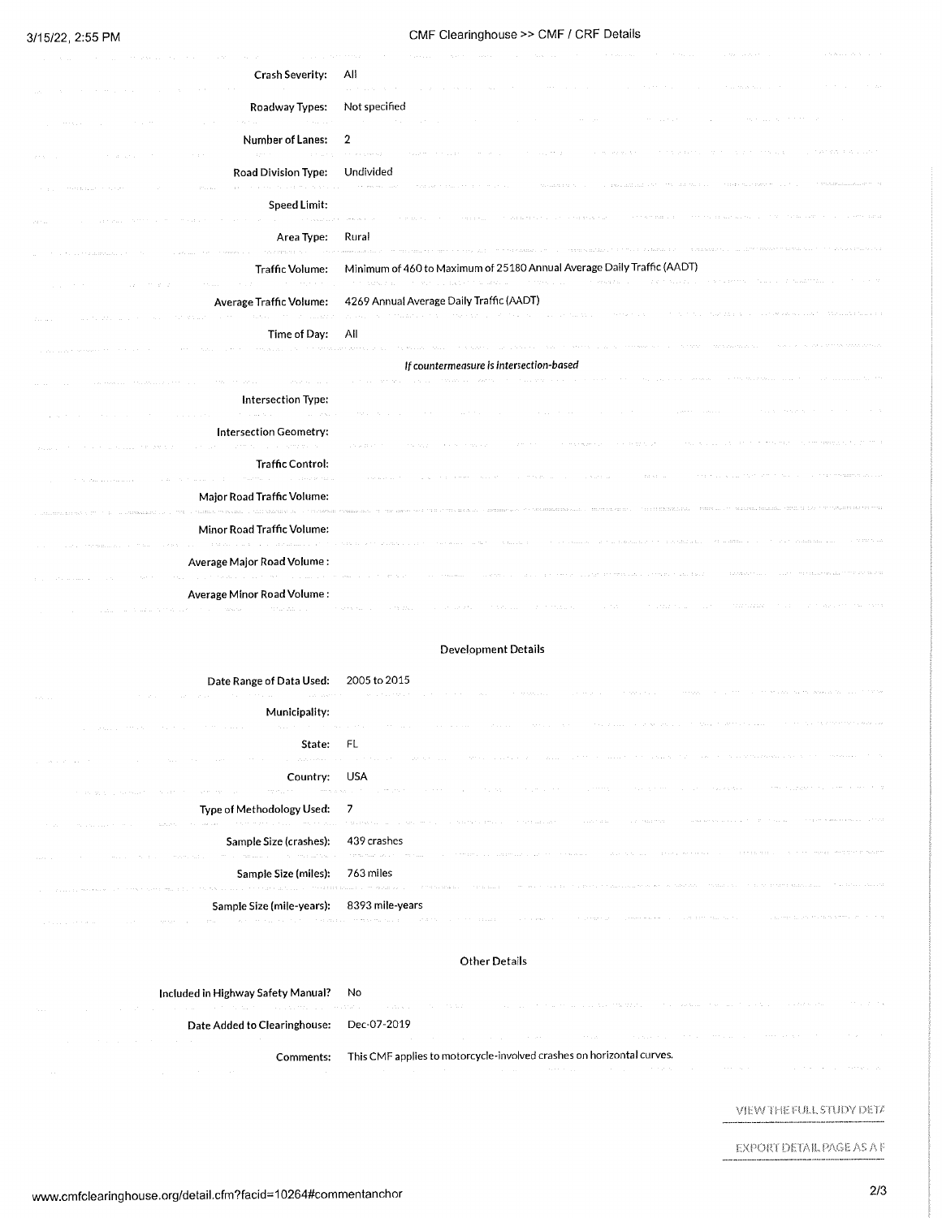| | |
|---|---|
| Crash Severity: | All |
| Roadway Types: | Not specified |
| Number of Lanes: | 2 |
| Road Division Type: | Undivided |
| Speed Limit: | |
| Area Type: | Rural |
| Traffic Volume: | Minimum of 460 to Maximum of 25180 Annual Average Daily Traffic (AADT) |
| Average Traffic Volume: | 4269 Annual Average Daily Traffic (AADT) |
| Time of Day: | All |

*If countermeasure is intersection-based*

| | |
|---|---|
| Intersection Type: | |
| Intersection Geometry: | |
| Traffic Control: | |
| Major Road Traffic Volume: | |
| Minor Road Traffic Volume: | |
| Average Major Road Volume : | |
| Average Minor Road Volume : | |

### Development Details

| | |
|---|---|
| Date Range of Data Used: | 2005 to 2015 |
| Municipality: | |
| State: | FL |
| Country: | USA |
| Type of Methodology Used: | 7 |
| Sample Size (crashes): | 439 crashes |
| Sample Size (miles): | 763 miles |
| Sample Size (mile-years): | 8393 mile-years |

### Other Details

| | |
|---|---|
| Included in Highway Safety Manual? | No |
| Date Added to Clearinghouse: | Dec-07-2019 |
| Comments: | This CMF applies to motorcycle-involved crashes on horizontal curves. |

VIEW THE FULL STUDY DETA

EXPORT DETAIL PAGE AS A F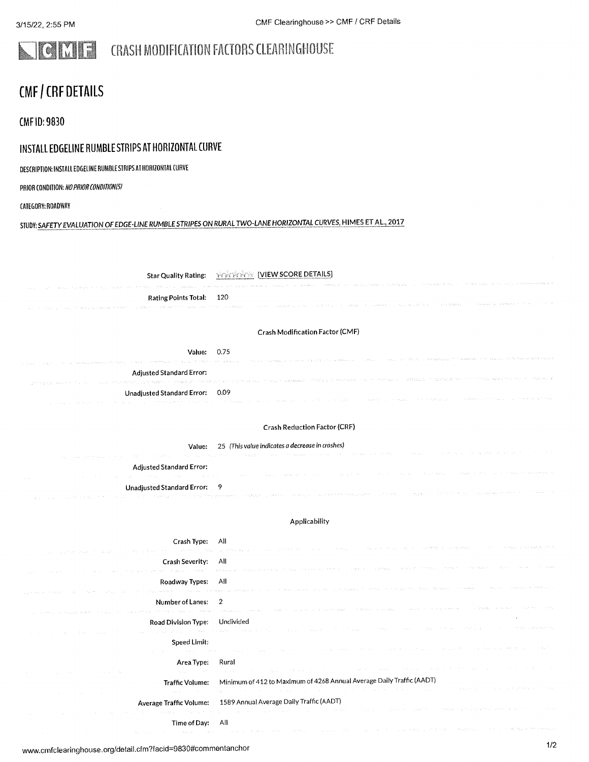# CRASH MODIFICATION FACTORS CLEARINGHOUSE

## CMF / CRF DETAILS

### CMF ID: 9830

### INSTALL EDGELINE RUMBLE STRIPS AT HORIZONTAL CURVE

DESCRIPTION: INSTALL EDGELINE RUMBLE STRIPS AT HORIZONTAL CURVE

PRIOR CONDITION: *NO PRIOR CONDITION(S)*

CATEGORY: ROADWAY

STUDY: SAFETY EVALUATION OF EDGE-LINE RUMBLE STRIPES ON RURAL TWO-LANE HORIZONTAL CURVES, HIMES ET AL., 2017

| | |
|---|---|
| Star Quality Rating: | [VIEW SCORE DETAILS] |
| Rating Points Total: | 120 |

**Crash Modification Factor (CMF)**

| | |
|---|---|
| Value: | 0.75 |
| Adjusted Standard Error: | |
| Unadjusted Standard Error: | 0.09 |

**Crash Reduction Factor (CRF)**

| | |
|---|---|
| Value: | 25 *(This value indicates a decrease in crashes)* |
| Adjusted Standard Error: | |
| Unadjusted Standard Error: | 9 |

**Applicability**

| | |
|---|---|
| Crash Type: | All |
| Crash Severity: | All |
| Roadway Types: | All |
| Number of Lanes: | 2 |
| Road Division Type: | Undivided |
| Speed Limit: | |
| Area Type: | Rural |
| Traffic Volume: | Minimum of 412 to Maximum of 4268 Annual Average Daily Traffic (AADT) |
| Average Traffic Volume: | 1589 Annual Average Daily Traffic (AADT) |
| Time of Day: | All |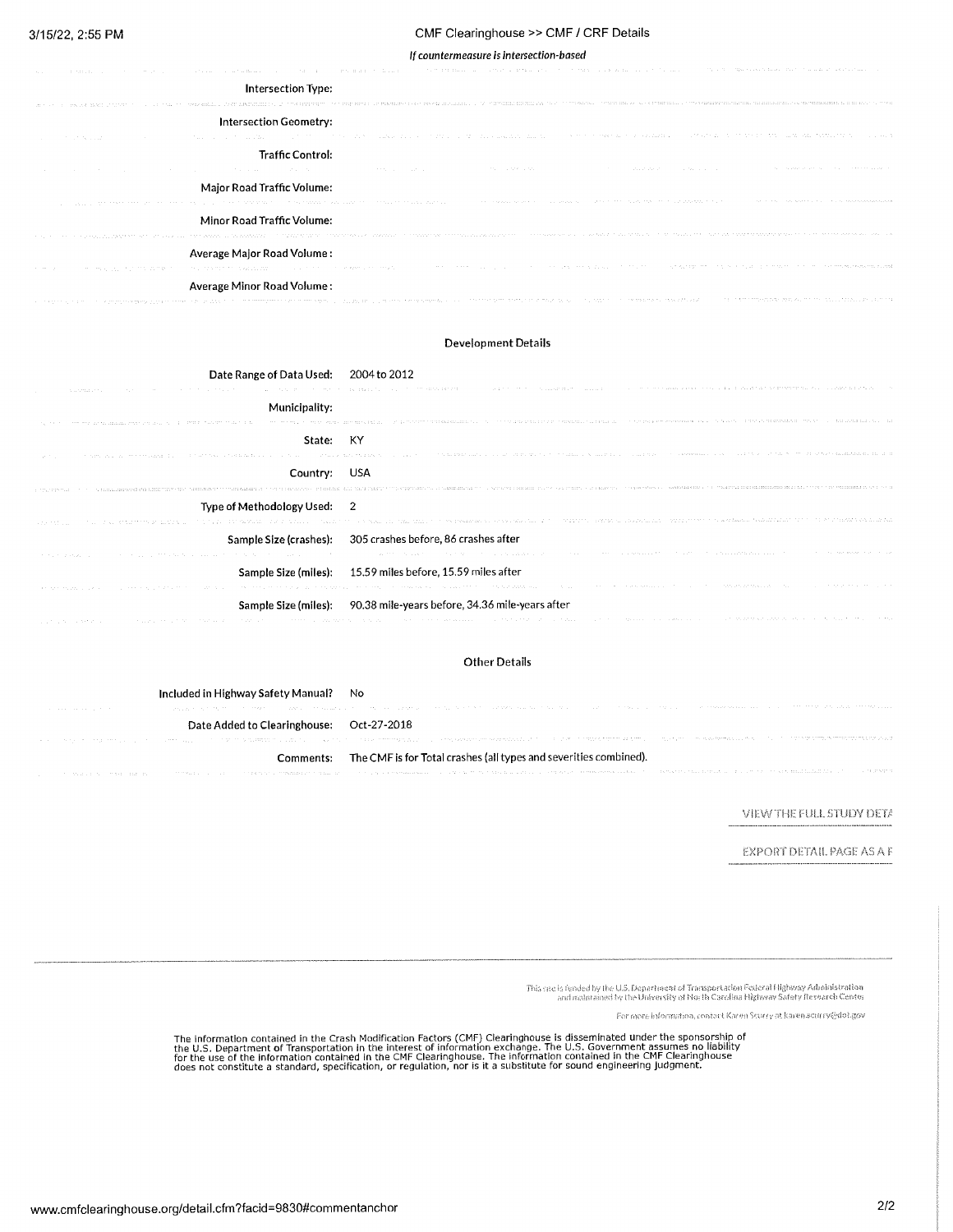*If countermeasure is intersection-based*

| | |
|---|---|
| **Intersection Type:** | |
| **Intersection Geometry:** | |
| **Traffic Control:** | |
| **Major Road Traffic Volume:** | |
| **Minor Road Traffic Volume:** | |
| **Average Major Road Volume :** | |
| **Average Minor Road Volume :** | |

### Development Details

| | |
|---|---|
| **Date Range of Data Used:** | 2004 to 2012 |
| **Municipality:** | |
| **State:** | KY |
| **Country:** | USA |
| **Type of Methodology Used:** | 2 |
| **Sample Size (crashes):** | 305 crashes before, 86 crashes after |
| **Sample Size (miles):** | 15.59 miles before, 15.59 miles after |
| **Sample Size (miles):** | 90.38 mile-years before, 34.36 mile-years after |

### Other Details

| | |
|---|---|
| **Included in Highway Safety Manual?** | No |
| **Date Added to Clearinghouse:** | Oct-27-2018 |
| **Comments:** | The CMF is for Total crashes (all types and severities combined). |

VIEW THE FULL STUDY DETA

EXPORT DETAIL PAGE AS A F

This site is funded by the U.S. Department of Transportation Federal Highway Administration and maintained by the University of North Carolina Highway Safety Research Center

For more information, contact Karen Scurry at karen.scurry@dot.gov

The information contained in the Crash Modification Factors (CMF) Clearinghouse is disseminated under the sponsorship of the U.S. Department of Transportation in the interest of information exchange. The U.S. Government assumes no liability for the use of the information contained in the CMF Clearinghouse. The information contained in the CMF Clearinghouse does not constitute a standard, specification, or regulation, nor is it a substitute for sound engineering judgment.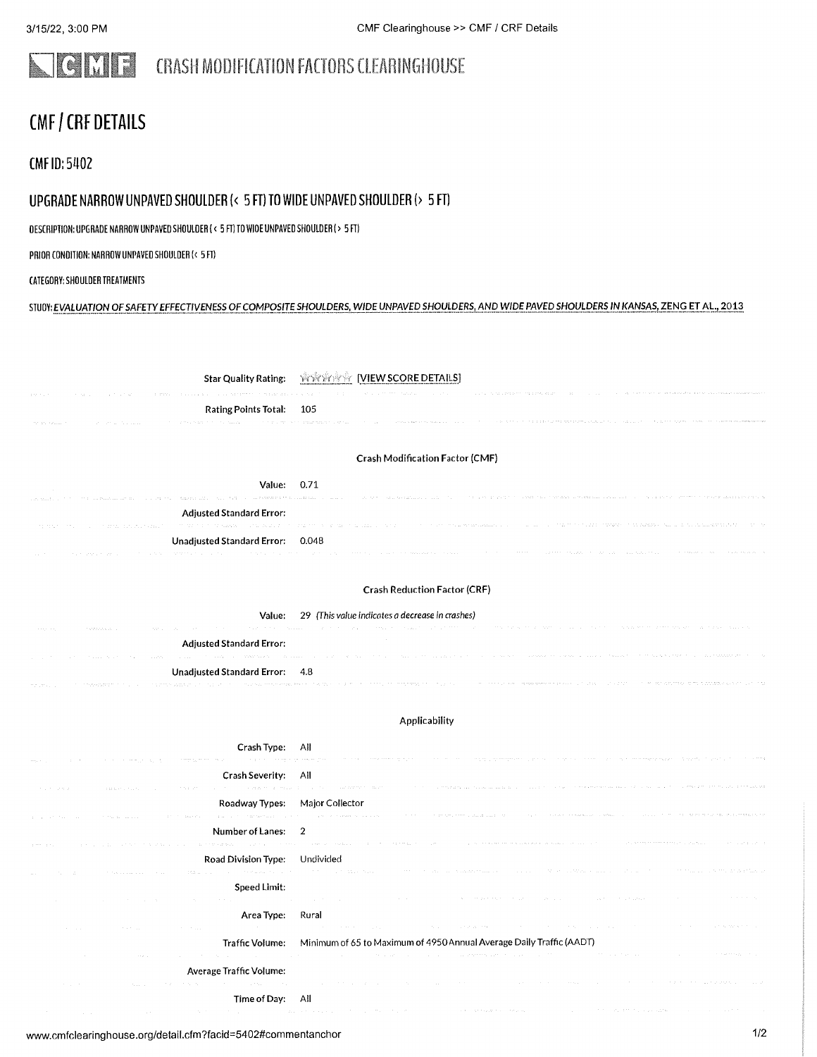# CRASH MODIFICATION FACTORS CLEARINGHOUSE

# CMF / CRF DETAILS

## CMF ID: 5402

## UPGRADE NARROW UNPAVED SHOULDER (< 5 FT) TO WIDE UNPAVED SHOULDER (> 5 FT)

DESCRIPTION: UPGRADE NARROW UNPAVED SHOULDER (< 5 FT) TO WIDE UNPAVED SHOULDER (> 5 FT)

PRIOR CONDITION: NARROW UNPAVED SHOULDER (< 5 FT)

CATEGORY: SHOULDER TREATMENTS

STUDY: *EVALUATION OF SAFETY EFFECTIVENESS OF COMPOSITE SHOULDERS, WIDE UNPAVED SHOULDERS, AND WIDE PAVED SHOULDERS IN KANSAS, ZENG ET AL., 2013*

| | |
|---|---|
| Star Quality Rating: | [VIEW SCORE DETAILS] |
| Rating Points Total: | 105 |

**Crash Modification Factor (CMF)**

| | |
|---|---|
| Value: | 0.71 |
| Adjusted Standard Error: | |
| Unadjusted Standard Error: | 0.048 |

**Crash Reduction Factor (CRF)**

| | |
|---|---|
| Value: | 29 *(This value indicates a **decrease** in crashes)* |
| Adjusted Standard Error: | |
| Unadjusted Standard Error: | 4.8 |

**Applicability**

| | |
|---|---|
| Crash Type: | All |
| Crash Severity: | All |
| Roadway Types: | Major Collector |
| Number of Lanes: | 2 |
| Road Division Type: | Undivided |
| Speed Limit: | |
| Area Type: | Rural |
| Traffic Volume: | Minimum of 65 to Maximum of 4950 Annual Average Daily Traffic (AADT) |
| Average Traffic Volume: | |
| Time of Day: | All |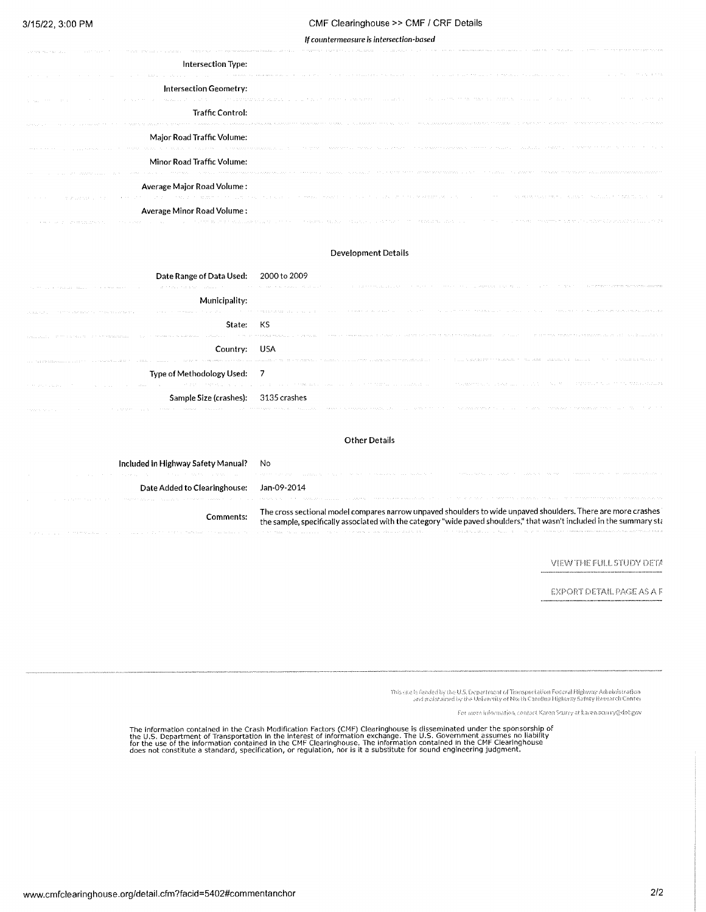*If countermeasure is intersection-based*

| | |
|---|---|
| Intersection Type: | |
| Intersection Geometry: | |
| Traffic Control: | |
| Major Road Traffic Volume: | |
| Minor Road Traffic Volume: | |
| Average Major Road Volume : | |
| Average Minor Road Volume : | |

## Development Details

| | |
|---|---|
| Date Range of Data Used: | 2000 to 2009 |
| Municipality: | |
| State: | KS |
| Country: | USA |
| Type of Methodology Used: | 7 |
| Sample Size (crashes): | 3135 crashes |

## Other Details

| | |
|---|---|
| Included in Highway Safety Manual? | No |
| Date Added to Clearinghouse: | Jan-09-2014 |
| Comments: | The cross sectional model compares narrow unpaved shoulders to wide unpaved shoulders. There are more crashes the sample, specifically associated with the category "wide paved shoulders," that wasn't included in the summary sta |

VIEW THE FULL STUDY DETA

EXPORT DETAIL PAGE AS A F

This site is funded by the U.S. Department of Transportation Federal Highway Administration and maintained by the University of North Carolina Highway Safety Research Center

For more information, contact Karen Scurry at karen.scurry@dot.gov

The information contained in the Crash Modification Factors (CMF) Clearinghouse is disseminated under the sponsorship of the U.S. Department of Transportation in the interest of information exchange. The U.S. Government assumes no liability for the use of the information contained in the CMF Clearinghouse. The information contained in the CMF Clearinghouse does not constitute a standard, specification, or regulation, nor is it a substitute for sound engineering judgment.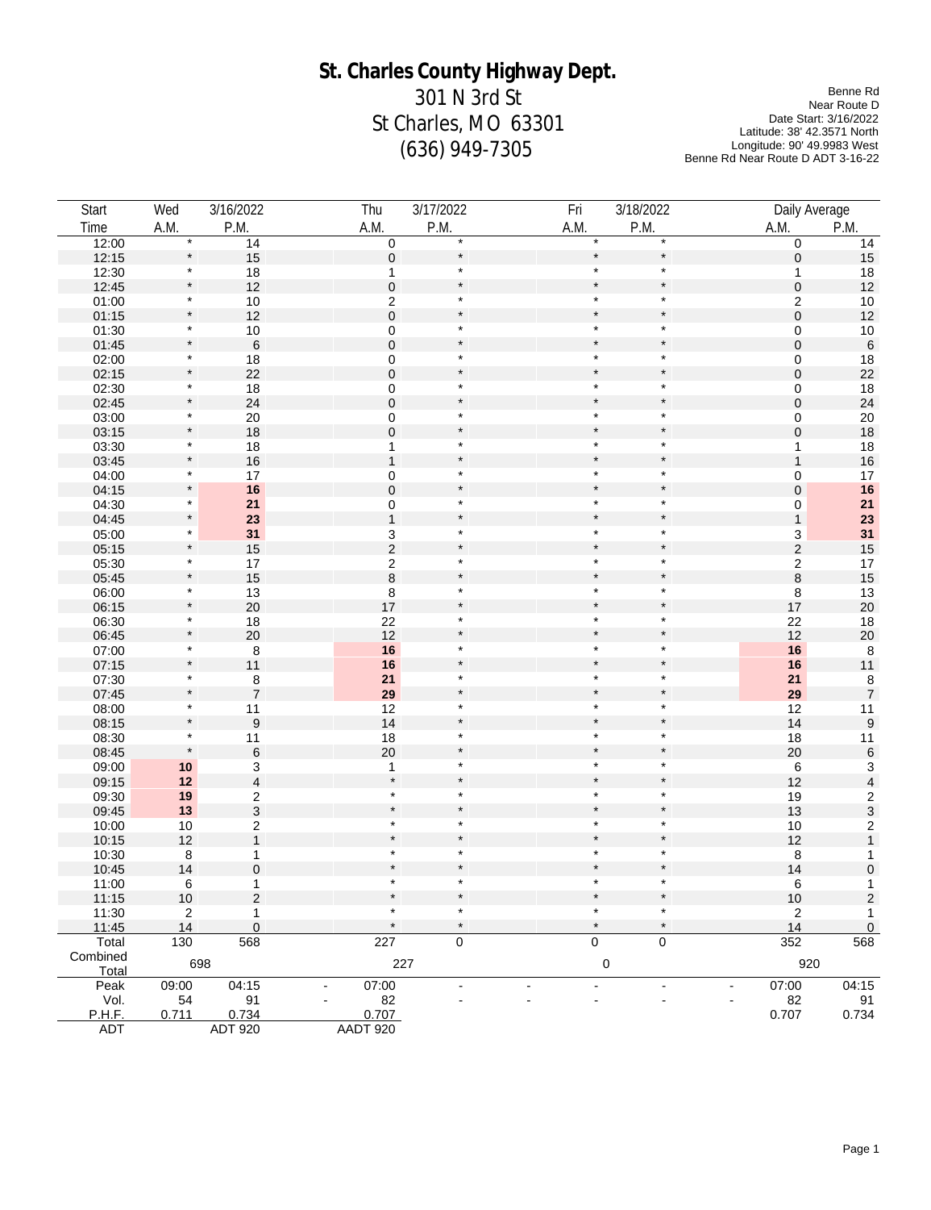# St. Charles County Highway Dept.

301 N 3rd St
St Charles, MO 63301
(636) 949-7305

Benne Rd
Near Route D
Date Start: 3/16/2022
Latitude: 38' 42.3571 North
Longitude: 90' 49.9983 West
Benne Rd Near Route D ADT 3-16-22

| Start | Wed | 3/16/2022 | Thu | 3/17/2022 | Fri | 3/18/2022 | Daily Average | |
|---|---|---|---|---|---|---|---|---|
| Time | A.M. | P.M. | A.M. | P.M. | A.M. | P.M. | A.M. | P.M. |
| 12:00 | * | 14 | 0 | * | * | * | 0 | 14 |
| 12:15 | * | 15 | 0 | * | * | * | 0 | 15 |
| 12:30 | * | 18 | 1 | * | * | * | 1 | 18 |
| 12:45 | * | 12 | 0 | * | * | * | 0 | 12 |
| 01:00 | * | 10 | 2 | * | * | * | 2 | 10 |
| 01:15 | * | 12 | 0 | * | * | * | 0 | 12 |
| 01:30 | * | 10 | 0 | * | * | * | 0 | 10 |
| 01:45 | * | 6 | 0 | * | * | * | 0 | 6 |
| 02:00 | * | 18 | 0 | * | * | * | 0 | 18 |
| 02:15 | * | 22 | 0 | * | * | * | 0 | 22 |
| 02:30 | * | 18 | 0 | * | * | * | 0 | 18 |
| 02:45 | * | 24 | 0 | * | * | * | 0 | 24 |
| 03:00 | * | 20 | 0 | * | * | * | 0 | 20 |
| 03:15 | * | 18 | 0 | * | * | * | 0 | 18 |
| 03:30 | * | 18 | 1 | * | * | * | 1 | 18 |
| 03:45 | * | 16 | 1 | * | * | * | 1 | 16 |
| 04:00 | * | 17 | 0 | * | * | * | 0 | 17 |
| 04:15 | * | **16** | 0 | * | * | * | 0 | **16** |
| 04:30 | * | **21** | 0 | * | * | * | 0 | **21** |
| 04:45 | * | **23** | 1 | * | * | * | 1 | **23** |
| 05:00 | * | **31** | 3 | * | * | * | 3 | **31** |
| 05:15 | * | 15 | 2 | * | * | * | 2 | 15 |
| 05:30 | * | 17 | 2 | * | * | * | 2 | 17 |
| 05:45 | * | 15 | 8 | * | * | * | 8 | 15 |
| 06:00 | * | 13 | 8 | * | * | * | 8 | 13 |
| 06:15 | * | 20 | 17 | * | * | * | 17 | 20 |
| 06:30 | * | 18 | 22 | * | * | * | 22 | 18 |
| 06:45 | * | 20 | 12 | * | * | * | 12 | 20 |
| 07:00 | * | 8 | **16** | * | * | * | **16** | 8 |
| 07:15 | * | 11 | **16** | * | * | * | **16** | 11 |
| 07:30 | * | 8 | **21** | * | * | * | **21** | 8 |
| 07:45 | * | 7 | **29** | * | * | * | **29** | 7 |
| 08:00 | * | 11 | 12 | * | * | * | 12 | 11 |
| 08:15 | * | 9 | 14 | * | * | * | 14 | 9 |
| 08:30 | * | 11 | 18 | * | * | * | 18 | 11 |
| 08:45 | * | 6 | 20 | * | * | * | 20 | 6 |
| 09:00 | **10** | 3 | 1 | * | * | * | 6 | 3 |
| 09:15 | **12** | 4 | * | * | * | * | 12 | 4 |
| 09:30 | **19** | 2 | * | * | * | * | 19 | 2 |
| 09:45 | **13** | 3 | * | * | * | * | 13 | 3 |
| 10:00 | 10 | 2 | * | * | * | * | 10 | 2 |
| 10:15 | 12 | 1 | * | * | * | * | 12 | 1 |
| 10:30 | 8 | 1 | * | * | * | * | 8 | 1 |
| 10:45 | 14 | 0 | * | * | * | * | 14 | 0 |
| 11:00 | 6 | 1 | * | * | * | * | 6 | 1 |
| 11:15 | 10 | 2 | * | * | * | * | 10 | 2 |
| 11:30 | 2 | 1 | * | * | * | * | 2 | 1 |
| 11:45 | 14 | 0 | * | * | * | * | 14 | 0 |
| Total | 130 | 568 | 227 | 0 | 0 | 0 | 352 | 568 |
| Combined Total | 698 | | 227 | | 0 | | 920 | |
| Peak | 09:00 | 04:15 | 07:00 | - | - | - | 07:00 | 04:15 |
| Vol. | 54 | 91 | 82 | - | - | - | 82 | 91 |
| P.H.F. | 0.711 | 0.734 | 0.707 | | | | 0.707 | 0.734 |
| ADT | | ADT 920 | AADT 920 | | | | | |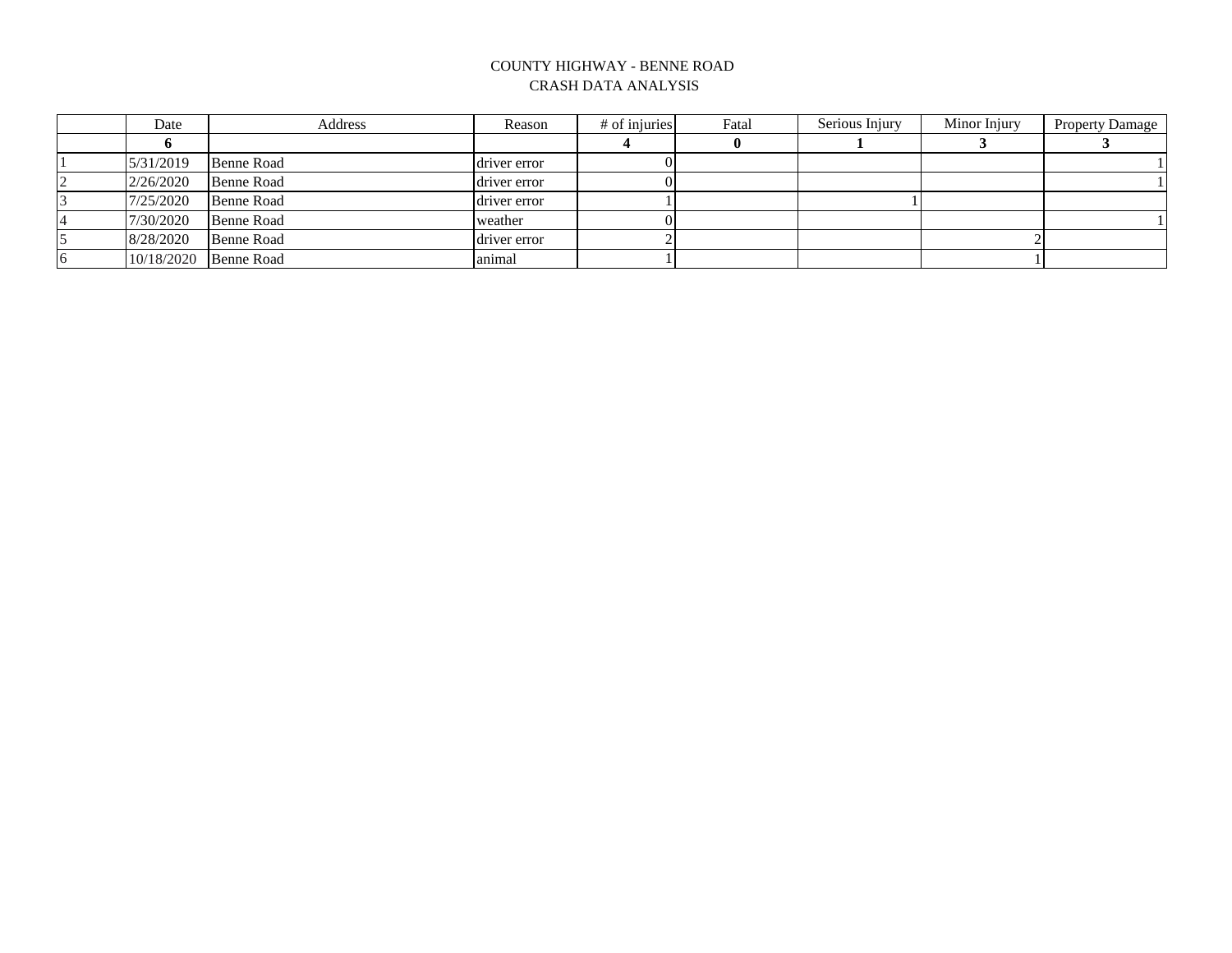COUNTY HIGHWAY - BENNE ROAD

CRASH DATA ANALYSIS

| | Date | Address | Reason | # of injuries | Fatal | Serious Injury | Minor Injury | Property Damage |
|---|---|---|---|---|---|---|---|---|
| | **6** | | | **4** | **0** | **1** | **3** | **3** |
| 1 | 5/31/2019 | Benne Road | driver error | 0 | | | | 1 |
| 2 | 2/26/2020 | Benne Road | driver error | 0 | | | | 1 |
| 3 | 7/25/2020 | Benne Road | driver error | 1 | | 1 | | |
| 4 | 7/30/2020 | Benne Road | weather | 0 | | | | 1 |
| 5 | 8/28/2020 | Benne Road | driver error | 2 | | | 2 | |
| 6 | 10/18/2020 | Benne Road | animal | 1 | | | 1 | |